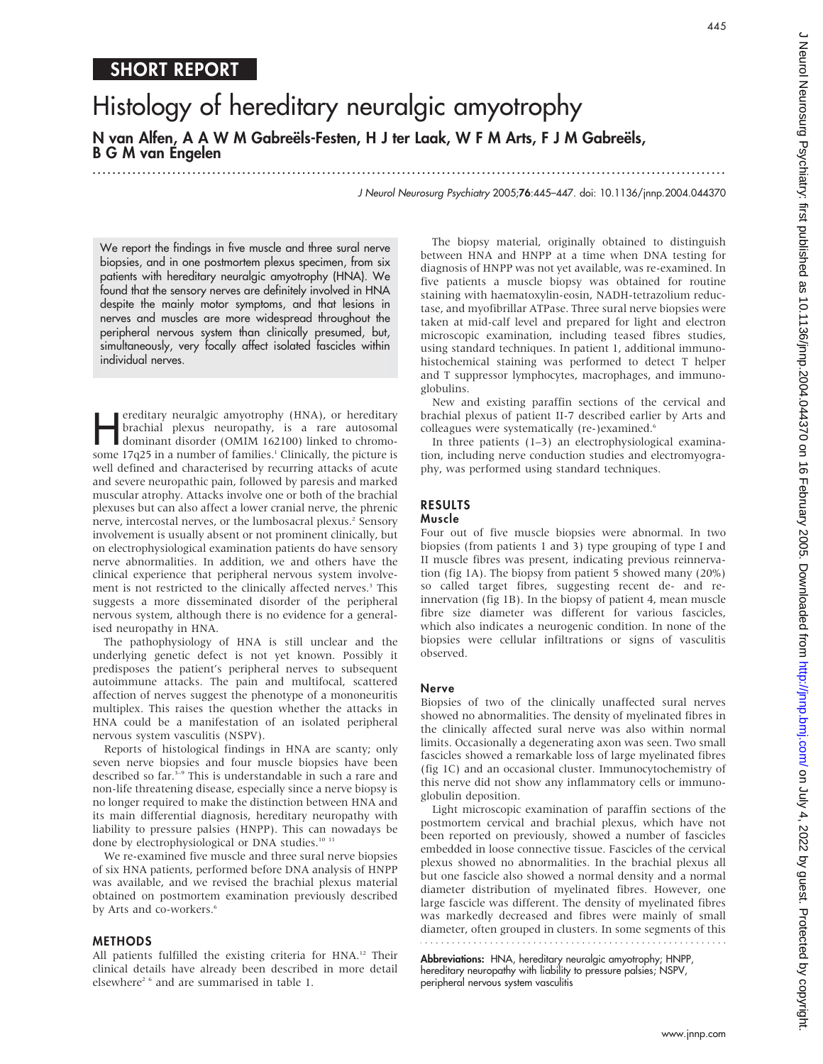## SHORT REPORT

# Histology of hereditary neuralgic amyotrophy

**N van Alfen, A A W M Gabreëls-Festen, H J ter Laak, W F M Arts, F J M Gabreëls, B G M van Engelen**

*J Neurol Neurosurg Psychiatry* 2005;**76**:445–447. doi: 10.1136/jnnp.2004.044370

We report the findings in five muscle and three sural nerve biopsies, and in one postmortem plexus specimen, from six patients with hereditary neuralgic amyotrophy (HNA). We found that the sensory nerves are definitely involved in HNA despite the mainly motor symptoms, and that lesions in nerves and muscles are more widespread throughout the peripheral nervous system than clinically presumed, but, simultaneously, very focally affect isolated fascicles within individual nerves.

Hereditary neuralgic amyotrophy (HNA), or hereditary brachial plexus neuropathy, is a rare autosomal dominant disorder (OMIM 162100) linked to chromosome 17q25 in a number of families.[1] Clinically, the picture is well defined and characterised by recurring attacks of acute and severe neuropathic pain, followed by paresis and marked muscular atrophy. Attacks involve one or both of the brachial plexuses but can also affect a lower cranial nerve, the phrenic nerve, intercostal nerves, or the lumbosacral plexus.[2] Sensory involvement is usually absent or not prominent clinically, but on electrophysiological examination patients do have sensory nerve abnormalities. In addition, we and others have the clinical experience that peripheral nervous system involvement is not restricted to the clinically affected nerves.[3] This suggests a more disseminated disorder of the peripheral nervous system, although there is no evidence for a generalised neuropathy in HNA.

The pathophysiology of HNA is still unclear and the underlying genetic defect is not yet known. Possibly it predisposes the patient's peripheral nerves to subsequent autoimmune attacks. The pain and multifocal, scattered affection of nerves suggest the phenotype of a mononeuritis multiplex. This raises the question whether the attacks in HNA could be a manifestation of an isolated peripheral nervous system vasculitis (NSPV).

Reports of histological findings in HNA are scanty; only seven nerve biopsies and four muscle biopsies have been described so far.[3–9] This is understandable in such a rare and non-life threatening disease, especially since a nerve biopsy is no longer required to make the distinction between HNA and its main differential diagnosis, hereditary neuropathy with liability to pressure palsies (HNPP). This can nowadays be done by electrophysiological or DNA studies.[10 11]

We re-examined five muscle and three sural nerve biopsies of six HNA patients, performed before DNA analysis of HNPP was available, and we revised the brachial plexus material obtained on postmortem examination previously described by Arts and co-workers.[6]

## METHODS

All patients fulfilled the existing criteria for HNA.[12] Their clinical details have already been described in more detail elsewhere[2 6] and are summarised in table 1.

The biopsy material, originally obtained to distinguish between HNA and HNPP at a time when DNA testing for diagnosis of HNPP was not yet available, was re-examined. In five patients a muscle biopsy was obtained for routine staining with haematoxylin-eosin, NADH-tetrazolium reductase, and myofibrillar ATPase. Three sural nerve biopsies were taken at mid-calf level and prepared for light and electron microscopic examination, including teased fibres studies, using standard techniques. In patient 1, additional immunohistochemical staining was performed to detect T helper and T suppressor lymphocytes, macrophages, and immunoglobulins.

New and existing paraffin sections of the cervical and brachial plexus of patient II-7 described earlier by Arts and colleagues were systematically (re-)examined.[6]

In three patients (1–3) an electrophysiological examination, including nerve conduction studies and electromyography, was performed using standard techniques.

## RESULTS

### Muscle

Four out of five muscle biopsies were abnormal. In two biopsies (from patients 1 and 3) type grouping of type I and II muscle fibres was present, indicating previous reinnervation (fig 1A). The biopsy from patient 5 showed many (20%) so called target fibres, suggesting recent de- and reinnervation (fig 1B). In the biopsy of patient 4, mean muscle fibre size diameter was different for various fascicles, which also indicates a neurogenic condition. In none of the biopsies were cellular infiltrations or signs of vasculitis observed.

### Nerve

Biopsies of two of the clinically unaffected sural nerves showed no abnormalities. The density of myelinated fibres in the clinically affected sural nerve was also within normal limits. Occasionally a degenerating axon was seen. Two small fascicles showed a remarkable loss of large myelinated fibres (fig 1C) and an occasional cluster. Immunocytochemistry of this nerve did not show any inflammatory cells or immunoglobulin deposition.

Light microscopic examination of paraffin sections of the postmortem cervical and brachial plexus, which have not been reported on previously, showed a number of fascicles embedded in loose connective tissue. Fascicles of the cervical plexus showed no abnormalities. In the brachial plexus all but one fascicle also showed a normal density and a normal diameter distribution of myelinated fibres. However, one large fascicle was different. The density of myelinated fibres was markedly decreased and fibres were mainly of small diameter, often grouped in clusters. In some segments of this

**Abbreviations:** HNA, hereditary neuralgic amyotrophy; HNPP, hereditary neuropathy with liability to pressure palsies; NSPV, peripheral nervous system vasculitis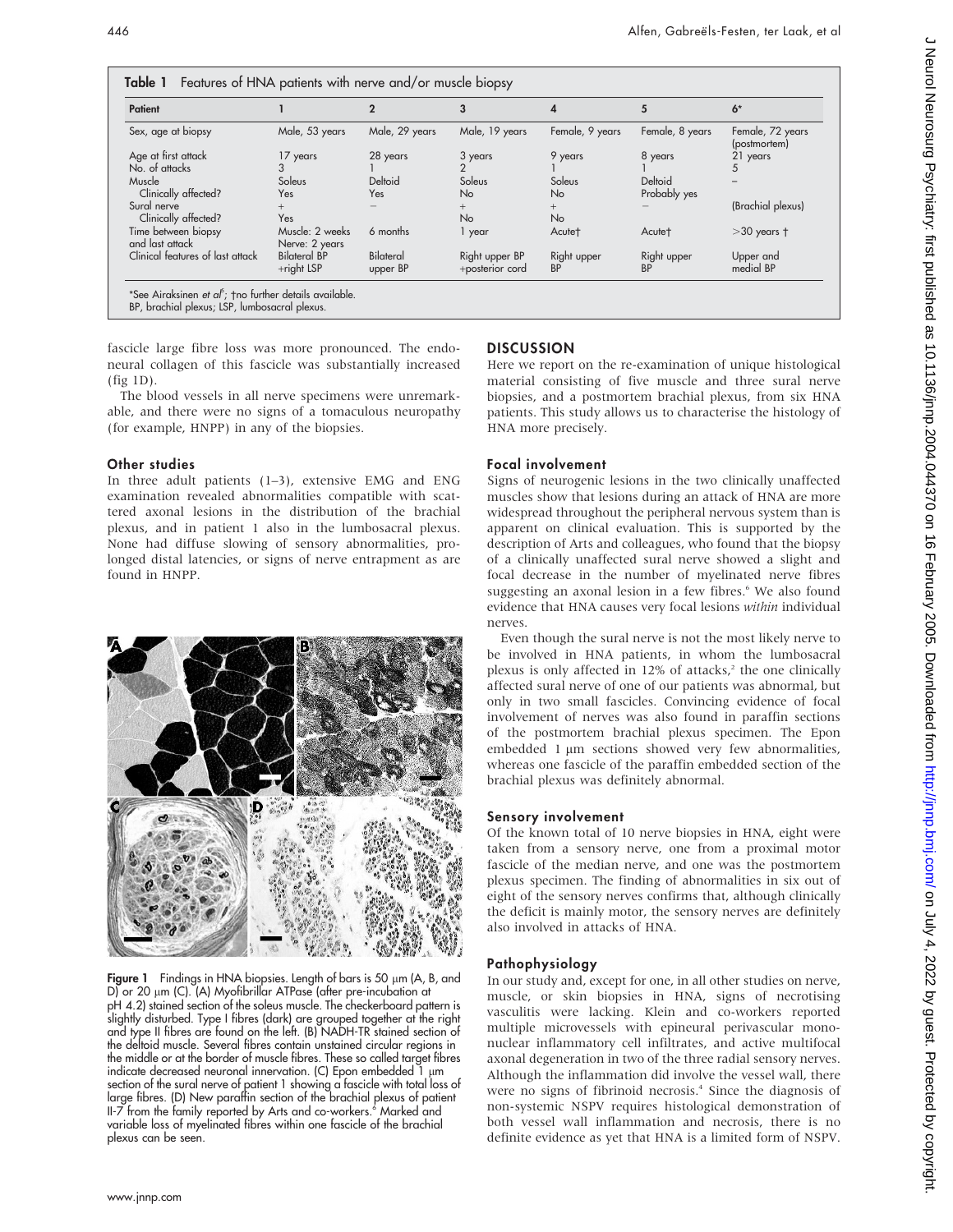**Table 1** Features of HNA patients with nerve and/or muscle biopsy

| Patient | 1 | 2 | 3 | 4 | 5 | 6* |
|---|---|---|---|---|---|---|
| Sex, age at biopsy | Male, 53 years | Male, 29 years | Male, 19 years | Female, 9 years | Female, 8 years | Female, 72 years (postmortem) |
| Age at first attack | 17 years | 28 years | 3 years | 9 years | 8 years | 21 years |
| No. of attacks | 3 | 1 | 2 | 1 | 1 | 5 |
| Muscle | Soleus | Deltoid | Soleus | Soleus | Deltoid | – |
| Clinically affected? | Yes | Yes | No | No | Probably yes | |
| Sural nerve | + | – | + | + | – | (Brachial plexus) |
| Clinically affected? | Yes | | No | No | | |
| Time between biopsy and last attack | Muscle: 2 weeks Nerve: 2 years | 6 months | 1 year | Acute† | Acute† | >30 years † |
| Clinical features of last attack | Bilateral BP +right LSP | Bilateral upper BP | Right upper BP +posterior cord | Right upper BP | Right upper BP | Upper and medial BP |

*See Airaksinen *et al*[5]; †no further details available.
BP, brachial plexus; LSP, lumbosacral plexus.

fascicle large fibre loss was more pronounced. The endoneural collagen of this fascicle was substantially increased (fig 1D).

The blood vessels in all nerve specimens were unremarkable, and there were no signs of a tomaculous neuropathy (for example, HNPP) in any of the biopsies.

### Other studies

In three adult patients (1–3), extensive EMG and ENG examination revealed abnormalities compatible with scattered axonal lesions in the distribution of the brachial plexus, and in patient 1 also in the lumbosacral plexus. None had diffuse slowing of sensory abnormalities, prolonged distal latencies, or signs of nerve entrapment as are found in HNPP.

**Figure 1** Findings in HNA biopsies. Length of bars is 50 µm (A, B, and D) or 20 µm (C). (A) Myofibrillar ATPase (after pre-incubation at pH 4.2) stained section of the soleus muscle. The checkerboard pattern is slightly disturbed. Type I fibres (dark) are grouped together at the right and type II fibres are found on the left. (B) NADH-TR stained section of the deltoid muscle. Several fibres contain unstained circular regions in the middle or at the border of muscle fibres. These so called target fibres indicate decreased neuronal innervation. (C) Epon embedded 1 µm section of the sural nerve of patient 1 showing a fascicle with total loss of large fibres. (D) New paraffin section of the brachial plexus of patient II-7 from the family reported by Arts and co-workers.[6] Marked and variable loss of myelinated fibres within one fascicle of the brachial plexus can be seen.

## DISCUSSION

Here we report on the re-examination of unique histological material consisting of five muscle and three sural nerve biopsies, and a postmortem brachial plexus, from six HNA patients. This study allows us to characterise the histology of HNA more precisely.

### Focal involvement

Signs of neurogenic lesions in the two clinically unaffected muscles show that lesions during an attack of HNA are more widespread throughout the peripheral nervous system than is apparent on clinical evaluation. This is supported by the description of Arts and colleagues, who found that the biopsy of a clinically unaffected sural nerve showed a slight and focal decrease in the number of myelinated nerve fibres suggesting an axonal lesion in a few fibres.[6] We also found evidence that HNA causes very focal lesions *within* individual nerves.

Even though the sural nerve is not the most likely nerve to be involved in HNA patients, in whom the lumbosacral plexus is only affected in 12% of attacks,[2] the one clinically affected sural nerve of one of our patients was abnormal, but only in two small fascicles. Convincing evidence of focal involvement of nerves was also found in paraffin sections of the postmortem brachial plexus specimen. The Epon embedded 1 µm sections showed very few abnormalities, whereas one fascicle of the paraffin embedded section of the brachial plexus was definitely abnormal.

### Sensory involvement

Of the known total of 10 nerve biopsies in HNA, eight were taken from a sensory nerve, one from a proximal motor fascicle of the median nerve, and one was the postmortem plexus specimen. The finding of abnormalities in six out of eight of the sensory nerves confirms that, although clinically the deficit is mainly motor, the sensory nerves are definitely also involved in attacks of HNA.

### Pathophysiology

In our study and, except for one, in all other studies on nerve, muscle, or skin biopsies in HNA, signs of necrotising vasculitis were lacking. Klein and co-workers reported multiple microvessels with epineural perivascular mononuclear inflammatory cell infiltrates, and active multifocal axonal degeneration in two of the three radial sensory nerves. Although the inflammation did involve the vessel wall, there were no signs of fibrinoid necrosis.[4] Since the diagnosis of non-systemic NSPV requires histological demonstration of both vessel wall inflammation and necrosis, there is no definite evidence as yet that HNA is a limited form of NSPV.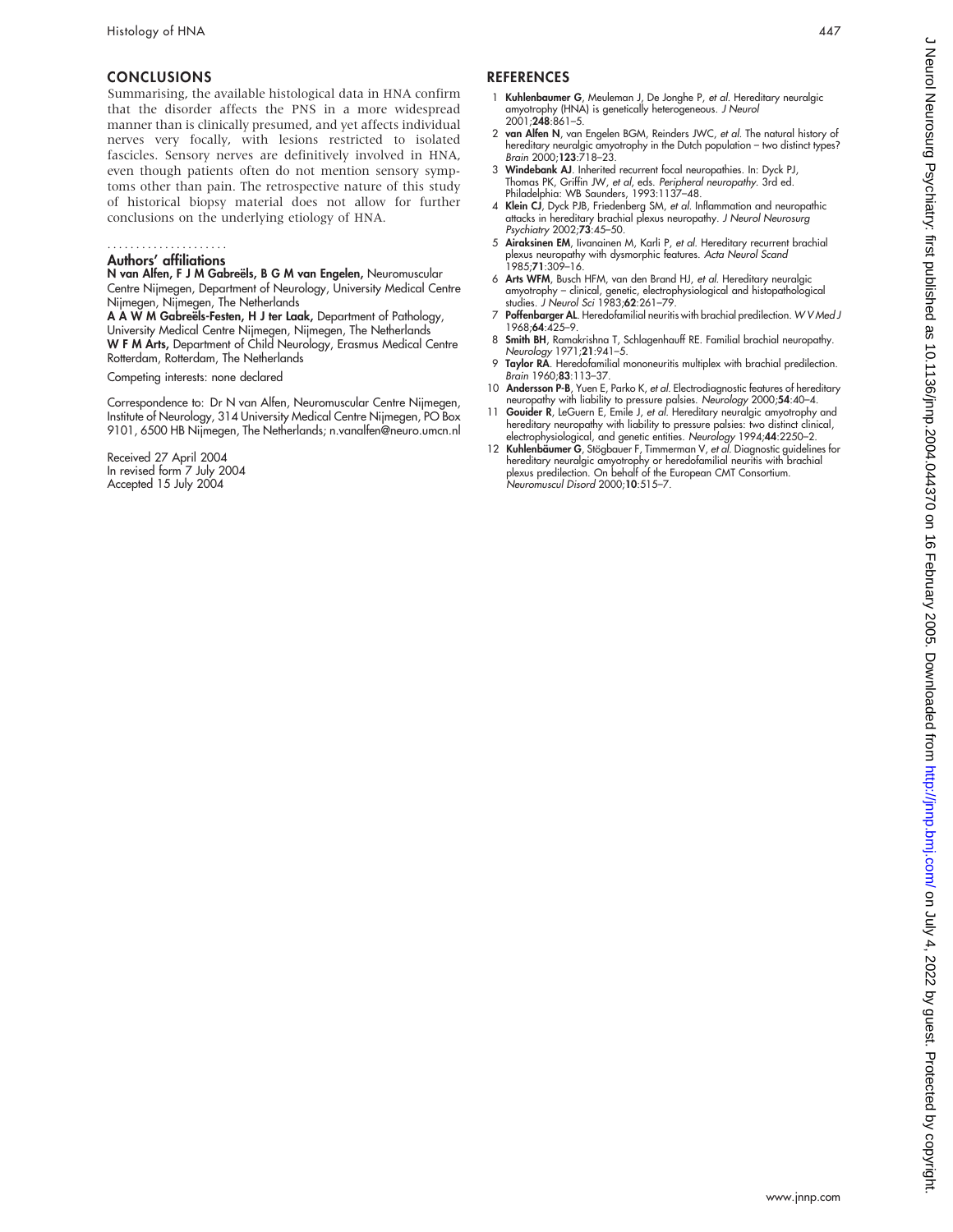## CONCLUSIONS

Summarising, the available histological data in HNA confirm that the disorder affects the PNS in a more widespread manner than is clinically presumed, and yet affects individual nerves very focally, with lesions restricted to isolated fascicles. Sensory nerves are definitively involved in HNA, even though patients often do not mention sensory symptoms other than pain. The retrospective nature of this study of historical biopsy material does not allow for further conclusions on the underlying etiology of HNA.

### Authors' affiliations

**N van Alfen, F J M Gabreëls, B G M van Engelen,** Neuromuscular Centre Nijmegen, Department of Neurology, University Medical Centre Nijmegen, Nijmegen, The Netherlands

**A A W M Gabreëls-Festen, H J ter Laak,** Department of Pathology, University Medical Centre Nijmegen, Nijmegen, The Netherlands

**W F M Arts,** Department of Child Neurology, Erasmus Medical Centre Rotterdam, Rotterdam, The Netherlands

Competing interests: none declared

Correspondence to: Dr N van Alfen, Neuromuscular Centre Nijmegen, Institute of Neurology, 314 University Medical Centre Nijmegen, PO Box 9101, 6500 HB Nijmegen, The Netherlands; n.vanalfen@neuro.umcn.nl

Received 27 April 2004
In revised form 7 July 2004
Accepted 15 July 2004

## REFERENCES

1. **Kuhlenbaumer G**, Meuleman J, De Jonghe P, *et al*. Hereditary neuralgic amyotrophy (HNA) is genetically heterogeneous. *J Neurol* 2001;**248**:861–5.
2. **van Alfen N**, van Engelen BGM, Reinders JWC, *et al*. The natural history of hereditary neuralgic amyotrophy in the Dutch population – two distinct types? *Brain* 2000;**123**:718–23.
3. **Windebank AJ**. Inherited recurrent focal neuropathies. In: Dyck PJ, Thomas PK, Griffin JW, *et al*, eds. *Peripheral neuropathy*. 3rd ed. Philadelphia: WB Saunders, 1993:1137–48.
4. **Klein CJ**, Dyck PJB, Friedenberg SM, *et al*. Inflammation and neuropathic attacks in hereditary brachial plexus neuropathy. *J Neurol Neurosurg Psychiatry* 2002;**73**:45–50.
5. **Airaksinen EM**, Iivanainen M, Karli P, *et al*. Hereditary recurrent brachial plexus neuropathy with dysmorphic features. *Acta Neurol Scand* 1985;**71**:309–16.
6. **Arts WFM**, Busch HFM, van den Brand HJ, *et al*. Hereditary neuralgic amyotrophy – clinical, genetic, electrophysiological and histopathological studies. *J Neurol Sci* 1983;**62**:261–79.
7. **Poffenbarger AL**. Heredofamilial neuritis with brachial predilection. *W V Med J* 1968;**64**:425–9.
8. **Smith BH**, Ramakrishna T, Schlagenhauff RE. Familial brachial neuropathy. *Neurology* 1971;**21**:941–5.
9. **Taylor RA**. Heredofamilial mononeuritis multiplex with brachial predilection. *Brain* 1960;**83**:113–37.
10. **Andersson P-B**, Yuen E, Parko K, *et al*. Electrodiagnostic features of hereditary neuropathy with liability to pressure palsies. *Neurology* 2000;**54**:40–4.
11. **Gouider R**, LeGuern E, Emile J, *et al*. Hereditary neuralgic amyotrophy and hereditary neuropathy with liability to pressure palsies: two distinct clinical, electrophysiological, and genetic entities. *Neurology* 1994;**44**:2250–2.
12. **Kuhlenbäumer G**, Stögbauer F, Timmerman V, *et al*. Diagnostic guidelines for hereditary neuralgic amyotrophy or heredofamilial neuritis with brachial plexus predilection. On behalf of the European CMT Consortium. *Neuromuscul Disord* 2000;**10**:515–7.